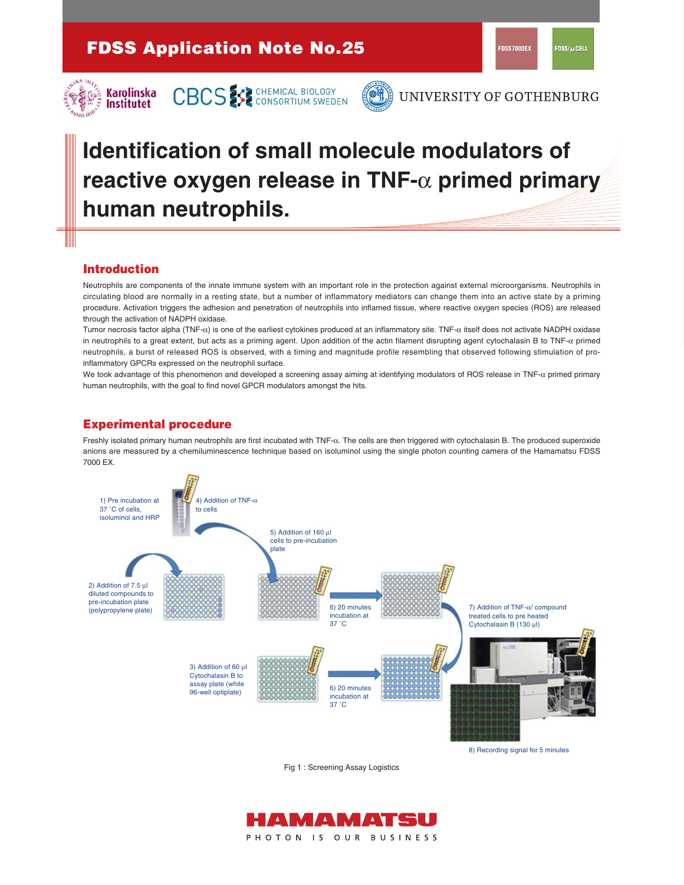FDSS Application Note No.25

FDSS7000EX

FDSS/μCELL

Karolinska Institutet

CBCS CHEMICAL BIOLOGY CONSORTIUM SWEDEN

UNIVERSITY OF GOTHENBURG

# Identification of small molecule modulators of reactive oxygen release in TNF-α primed primary human neutrophils.

## Introduction

Neutrophils are components of the innate immune system with an important role in the protection against external microorganisms. Neutrophils in circulating blood are normally in a resting state, but a number of inflammatory mediators can change them into an active state by a priming procedure. Activation triggers the adhesion and penetration of neutrophils into inflamed tissue, where reactive oxygen species (ROS) are released through the activation of NADPH oxidase.

Tumor necrosis factor alpha (TNF-α) is one of the earliest cytokines produced at an inflammatory site. TNF-α itself does not activate NADPH oxidase in neutrophils to a great extent, but acts as a priming agent. Upon addition of the actin filament disrupting agent cytochalasin B to TNF-α primed neutrophils, a burst of released ROS is observed, with a timing and magnitude profile resembling that observed following stimulation of pro-inflammatory GPCRs expressed on the neutrophil surface.

We took advantage of this phenomenon and developed a screening assay aiming at identifying modulators of ROS release in TNF-α primed primary human neutrophils, with the goal to find novel GPCR modulators amongst the hits.

## Experimental procedure

Freshly isolated primary human neutrophils are first incubated with TNF-α. The cells are then triggered with cytochalasin B. The produced superoxide anions are measured by a chemiluminescence technique based on isoluminol using the single photon counting camera of the Hamamatsu FDSS 7000 EX.

1) Pre incubation at 37 ˚C of cells, isoluminol and HRP

2) Addition of 7.5 μl diluted compounds to pre-incubation plate (polypropylene plate)

3) Addition of 60 μl Cytochalasin B to assay plate (white 96-well optiplate)

4) Addition of TNF-α to cells

5) Addition of 160 μl cells to pre-incubation plate

6) 20 minutes incubation at 37 ˚C

6) 20 minutes incubation at 37 ˚C

7) Addition of TNF-α/ compound treated cells to pre heated Cytochalasin B (130 μl)

8) Recording signal for 5 minutes

Fig 1 : Screening Assay Logistics

HAMAMATSU

PHOTON IS OUR BUSINESS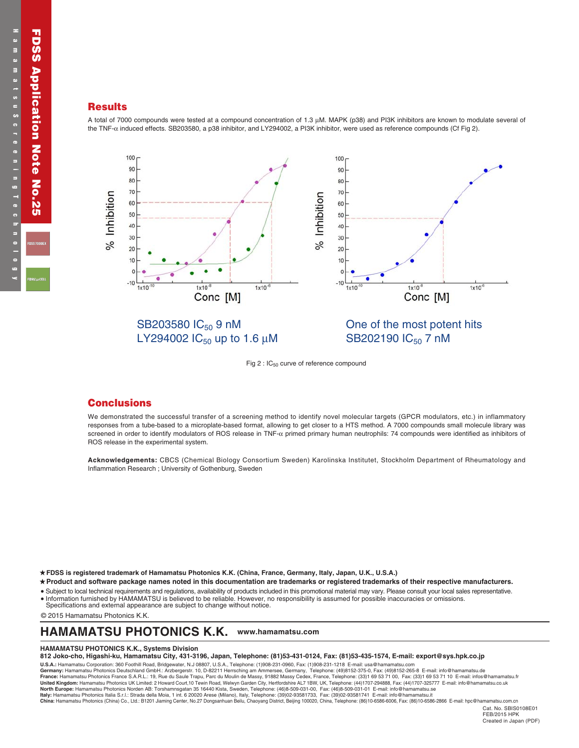## Results

A total of 7000 compounds were tested at a compound concentration of 1.3 μM. MAPK (p38) and PI3K inhibitors are known to modulate several of the TNF-α induced effects. SB203580, a p38 inhibitor, and LY294002, a PI3K inhibitor, were used as reference compounds (Cf Fig 2).

% Inhibition

100
90
80
70
60
50
40
30
20
10
0
-10

$1\times10^{-10}$ $1\times10^{-8}$ $1\times10^{-6}$

Conc [M]

SB203580 $IC_{50}$ 9 nM
LY294002 $IC_{50}$ up to 1.6 μM

% Inhibition

100
90
80
70
60
50
40
30
20
10
0
-10

$1\times10^{-10}$ $1\times10^{-8}$ $1\times10^{-6}$

Conc [M]

One of the most potent hits
SB202190 $IC_{50}$ 7 nM

Fig 2 : $IC_{50}$ curve of reference compound

## Conclusions

We demonstrated the successful transfer of a screening method to identify novel molecular targets (GPCR modulators, etc.) in inflammatory responses from a tube-based to a microplate-based format, allowing to get closer to a HTS method. A 7000 compounds small molecule library was screened in order to identify modulators of ROS release in TNF-α primed primary human neutrophils: 74 compounds were identified as inhibitors of ROS release in the experimental system.

**Acknowledgements:** CBCS (Chemical Biology Consortium Sweden) Karolinska Institutet, Stockholm Department of Rheumatology and Inflammation Research ; University of Gothenburg, Sweden

★**FDSS is registered trademark of Hamamatsu Photonics K.K. (China, France, Germany, Italy, Japan, U.K., U.S.A.)**
★**Product and software package names noted in this documentation are trademarks or registered trademarks of their respective manufacturers.**

- Subject to local technical requirements and regulations, availability of products included in this promotional material may vary. Please consult your local sales representative.
- Information furnished by HAMAMATSU is believed to be reliable. However, no responsibility is assumed for possible inaccuracies or omissions. Specifications and external appearance are subject to change without notice.

© 2015 Hamamatsu Photonics K.K.

## HAMAMATSU PHOTONICS K.K. www.hamamatsu.com

**HAMAMATSU PHOTONICS K.K., Systems Division**
**812 Joko-cho, Higashi-ku, Hamamatsu City, 431-3196, Japan, Telephone: (81)53-431-0124, Fax: (81)53-435-1574, E-mail: export@sys.hpk.co.jp**

**U.S.A.:** Hamamatsu Corporation: 360 Foothill Road, Bridgewater, N.J 08807, U.S.A., Telephone: (1)908-231-0960, Fax: (1)908-231-1218 E-mail: usa@hamamatsu.com
**Germany:** Hamamatsu Photonics Deutschland GmbH.: Arzbergerstr. 10, D-82211 Herrsching am Ammersee, Germany, Telephone: (49)8152-375-0, Fax: (49)8152-265-8 E-mail: info@hamamatsu.de
**France:** Hamamatsu Photonics France S.A.R.L.: 19, Rue du Saule Trapu, Parc du Moulin de Massy, 91882 Massy Cedex, France, Telephone: (33)1 69 53 71 00, Fax: (33)1 69 53 71 10 E-mail: infos@hamamatsu.fr
**United Kingdom:** Hamamatsu Photonics UK Limited: 2 Howard Court,10 Tewin Road, Welwyn Garden City, Hertfordshire AL7 1BW, UK, Telephone: (44)1707-294888, Fax: (44)1707-325777 E-mail: info@hamamatsu.co.uk
**North Europe:** Hamamatsu Photonics Norden AB: Torshamnsgatan 35 16440 Kista, Sweden, Telephone: (46)8-509-031-00, Fax: (46)8-509-031-01 E-mail: info@hamamatsu.se
**Italy:** Hamamatsu Photonics Italia S.r.l.: Strada della Moia, 1 int. 6 20020 Arese (Milano), Italy, Telephone: (39)02-93581733, Fax: (39)02-93581741 E-mail: info@hamamatsu.it
**China:** Hamamatsu Photonics (China) Co., Ltd.: B1201 Jiaming Center, No.27 Dongsanhuan Beilu, Chaoyang District, Beijing 100020, China, Telephone: (86)10-6586-6006, Fax: (86)10-6586-2866 E-mail: hpc@hamamatsu.com.cn

Cat. No. SBIS0108E01
FEB/2015 HPK
Created in Japan (PDF)